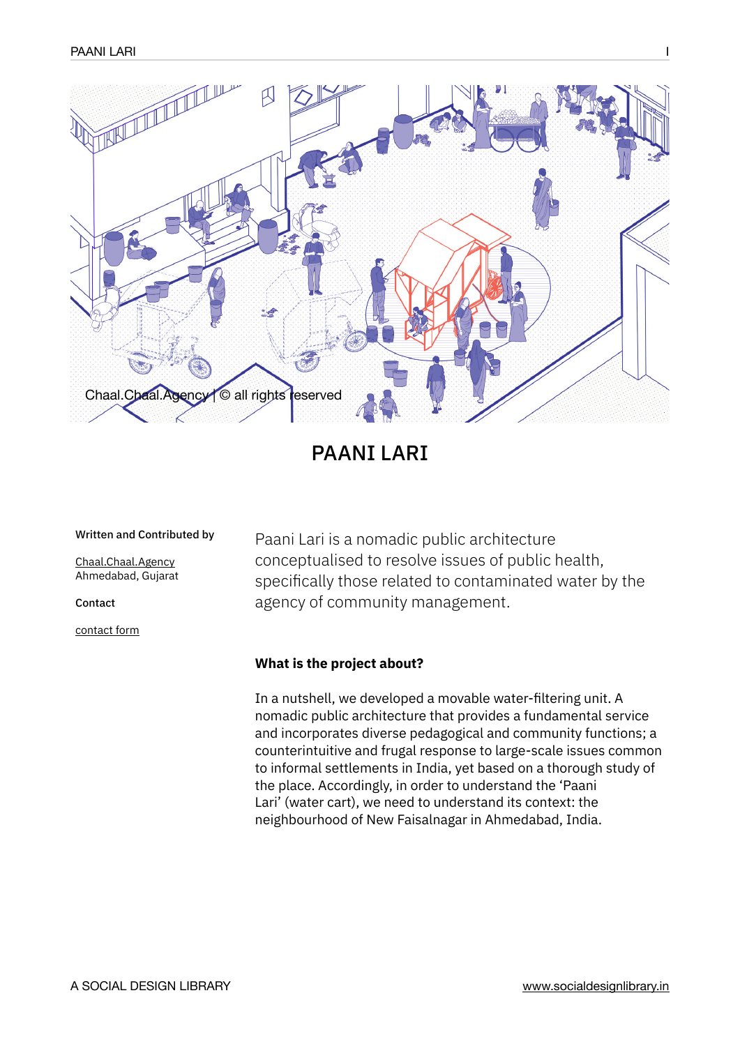# PAANI LARI

**Written and Contributed by**

Chaal.Chaal.Agency
Ahmedabad, Gujarat

**Contact**

contact form

Paani Lari is a nomadic public architecture conceptualised to resolve issues of public health, specifically those related to contaminated water by the agency of community management.

**What is the project about?**

In a nutshell, we developed a movable water-filtering unit. A nomadic public architecture that provides a fundamental service and incorporates diverse pedagogical and community functions; a counterintuitive and frugal response to large-scale issues common to informal settlements in India, yet based on a thorough study of the place. Accordingly, in order to understand the 'Paani Lari' (water cart), we need to understand its context: the neighbourhood of New Faisalnagar in Ahmedabad, India.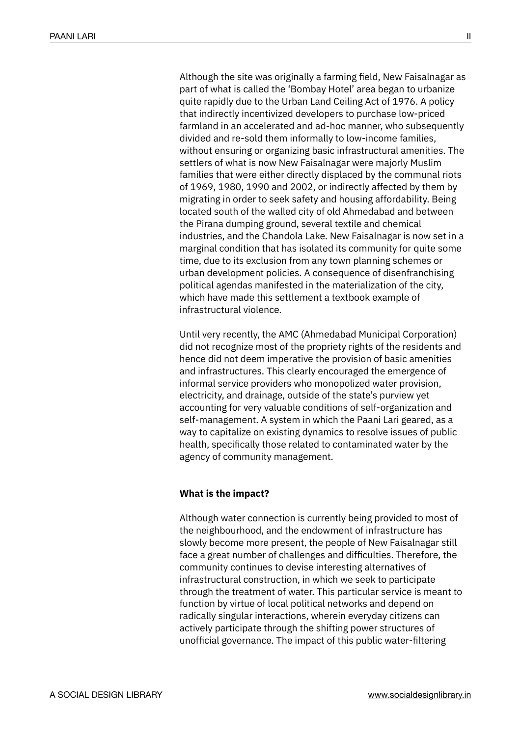Although the site was originally a farming field, New Faisalnagar as part of what is called the 'Bombay Hotel' area began to urbanize quite rapidly due to the Urban Land Ceiling Act of 1976. A policy that indirectly incentivized developers to purchase low-priced farmland in an accelerated and ad-hoc manner, who subsequently divided and re-sold them informally to low-income families, without ensuring or organizing basic infrastructural amenities. The settlers of what is now New Faisalnagar were majorly Muslim families that were either directly displaced by the communal riots of 1969, 1980, 1990 and 2002, or indirectly affected by them by migrating in order to seek safety and housing affordability. Being located south of the walled city of old Ahmedabad and between the Pirana dumping ground, several textile and chemical industries, and the Chandola Lake. New Faisalnagar is now set in a marginal condition that has isolated its community for quite some time, due to its exclusion from any town planning schemes or urban development policies. A consequence of disenfranchising political agendas manifested in the materialization of the city, which have made this settlement a textbook example of infrastructural violence.

Until very recently, the AMC (Ahmedabad Municipal Corporation) did not recognize most of the propriety rights of the residents and hence did not deem imperative the provision of basic amenities and infrastructures. This clearly encouraged the emergence of informal service providers who monopolized water provision, electricity, and drainage, outside of the state's purview yet accounting for very valuable conditions of self-organization and self-management. A system in which the Paani Lari geared, as a way to capitalize on existing dynamics to resolve issues of public health, specifically those related to contaminated water by the agency of community management.

**What is the impact?**

Although water connection is currently being provided to most of the neighbourhood, and the endowment of infrastructure has slowly become more present, the people of New Faisalnagar still face a great number of challenges and difficulties. Therefore, the community continues to devise interesting alternatives of infrastructural construction, in which we seek to participate through the treatment of water. This particular service is meant to function by virtue of local political networks and depend on radically singular interactions, wherein everyday citizens can actively participate through the shifting power structures of unofficial governance. The impact of this public water-filtering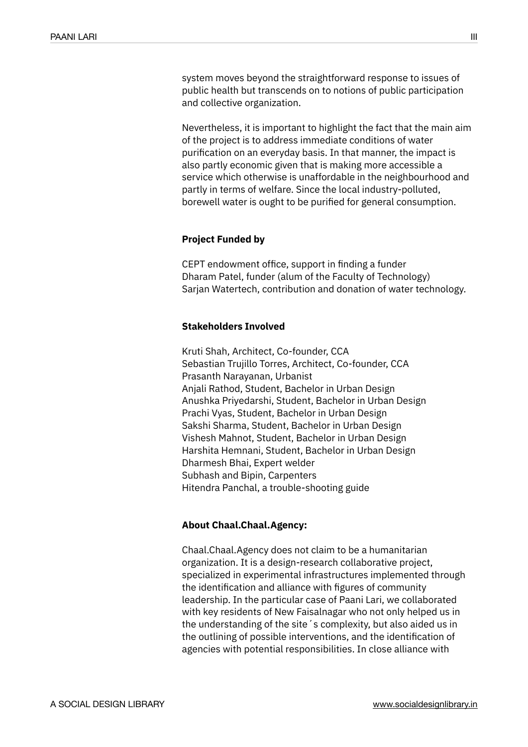system moves beyond the straightforward response to issues of public health but transcends on to notions of public participation and collective organization.

Nevertheless, it is important to highlight the fact that the main aim of the project is to address immediate conditions of water purification on an everyday basis. In that manner, the impact is also partly economic given that is making more accessible a service which otherwise is unaffordable in the neighbourhood and partly in terms of welfare. Since the local industry-polluted, borewell water is ought to be purified for general consumption.

**Project Funded by**

CEPT endowment office, support in finding a funder
Dharam Patel, funder (alum of the Faculty of Technology)
Sarjan Watertech, contribution and donation of water technology.

**Stakeholders Involved**

Kruti Shah, Architect, Co-founder, CCA
Sebastian Trujillo Torres, Architect, Co-founder, CCA
Prasanth Narayanan, Urbanist
Anjali Rathod, Student, Bachelor in Urban Design
Anushka Priyedarshi, Student, Bachelor in Urban Design
Prachi Vyas, Student, Bachelor in Urban Design
Sakshi Sharma, Student, Bachelor in Urban Design
Vishesh Mahnot, Student, Bachelor in Urban Design
Harshita Hemnani, Student, Bachelor in Urban Design
Dharmesh Bhai, Expert welder
Subhash and Bipin, Carpenters
Hitendra Panchal, a trouble-shooting guide

**About Chaal.Chaal.Agency:**

Chaal.Chaal.Agency does not claim to be a humanitarian organization. It is a design-research collaborative project, specialized in experimental infrastructures implemented through the identification and alliance with figures of community leadership. In the particular case of Paani Lari, we collaborated with key residents of New Faisalnagar who not only helped us in the understanding of the site´s complexity, but also aided us in the outlining of possible interventions, and the identification of agencies with potential responsibilities. In close alliance with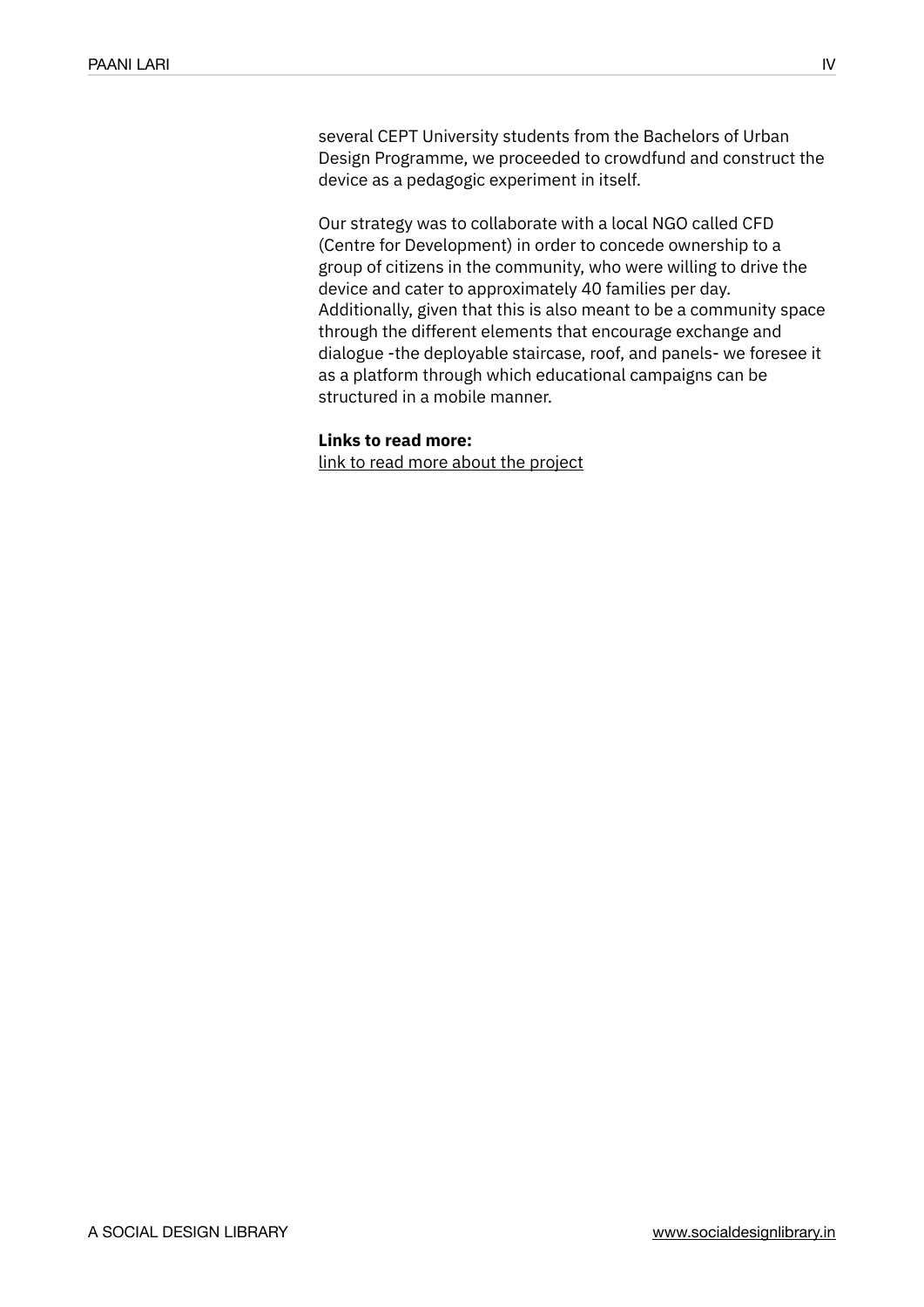several CEPT University students from the Bachelors of Urban Design Programme, we proceeded to crowdfund and construct the device as a pedagogic experiment in itself.

Our strategy was to collaborate with a local NGO called CFD (Centre for Development) in order to concede ownership to a group of citizens in the community, who were willing to drive the device and cater to approximately 40 families per day. Additionally, given that this is also meant to be a community space through the different elements that encourage exchange and dialogue -the deployable staircase, roof, and panels- we foresee it as a platform through which educational campaigns can be structured in a mobile manner.

**Links to read more:**
link to read more about the project